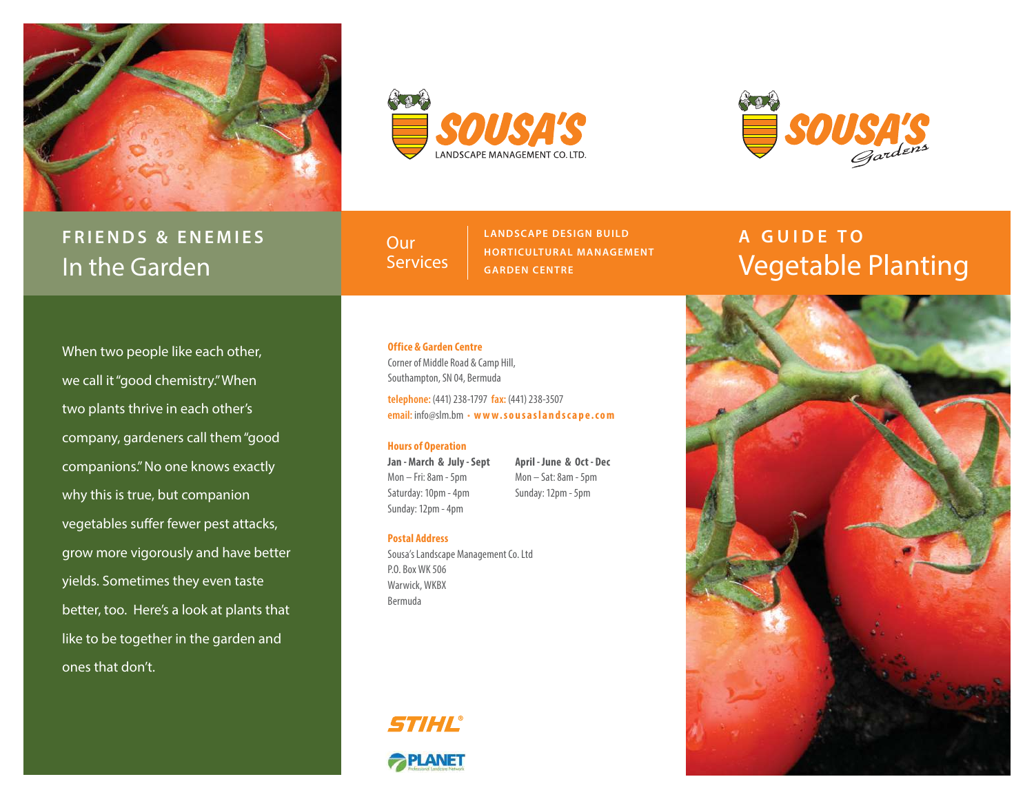## FRIENDS & ENEMIES
# In the Garden

When two people like each other, we call it "good chemistry." When two plants thrive in each other's company, gardeners call them "good companions." No one knows exactly why this is true, but companion vegetables suffer fewer pest attacks, grow more vigorously and have better yields. Sometimes they even taste better, too. Here's a look at plants that like to be together in the garden and ones that don't.

**SOUSA'S**
LANDSCAPE MANAGEMENT CO. LTD.

**Our Services**

- LANDSCAPE DESIGN BUILD
- HORTICULTURAL MANAGEMENT
- GARDEN CENTRE

**Office & Garden Centre**
Corner of Middle Road & Camp Hill,
Southampton, SN 04, Bermuda

**telephone:** (441) 238-1797 **fax:** (441) 238-3507
**email:** info@slm.bm • **www.sousaslandscape.com**

**Hours of Operation**

| Jan - March & July - Sept | April - June & Oct - Dec |
| --- | --- |
| Mon – Fri: 8am - 5pm | Mon – Sat: 8am - 5pm |
| Saturday: 10pm - 4pm | Sunday: 12pm - 5pm |
| Sunday: 12pm - 4pm | |

**Postal Address**
Sousa's Landscape Management Co. Ltd
P.O. Box WK 506
Warwick, WKBX
Bermuda

STIHL®

PLANET
Professional Landcare Network

**SOUSA'S** *Gardens*

## A GUIDE TO
# Vegetable Planting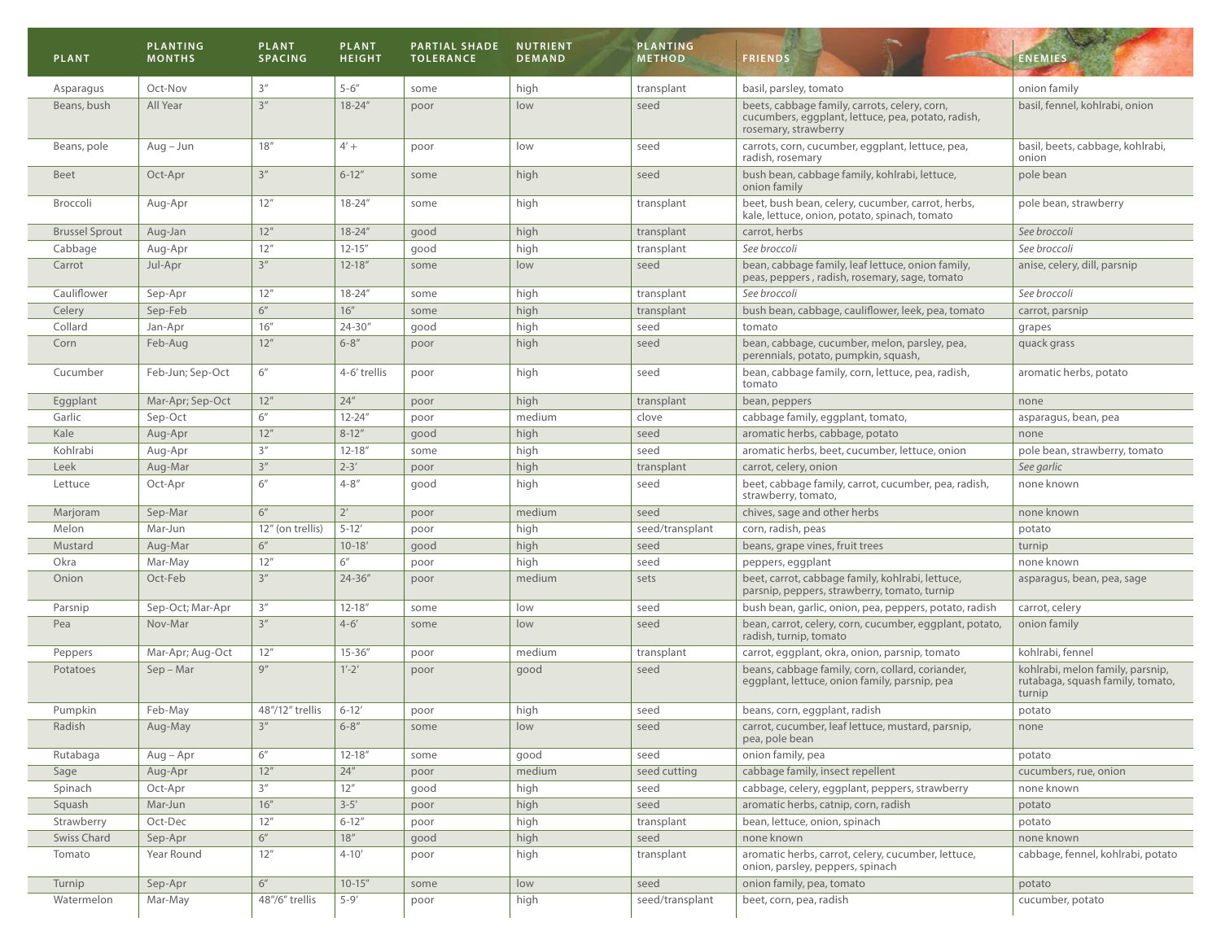| PLANT | PLANTING MONTHS | PLANT SPACING | PLANT HEIGHT | PARTIAL SHADE TOLERANCE | NUTRIENT DEMAND | PLANTING METHOD | FRIENDS | ENEMIES |
|---|---|---|---|---|---|---|---|---|
| Asparagus | Oct-Nov | 3″ | 5-6″ | some | high | transplant | basil, parsley, tomato | onion family |
| Beans, bush | All Year | 3″ | 18-24″ | poor | low | seed | beets, cabbage family, carrots, celery, corn, cucumbers, eggplant, lettuce, pea, potato, radish, rosemary, strawberry | basil, fennel, kohlrabi, onion |
| Beans, pole | Aug – Jun | 18″ | 4′ + | poor | low | seed | carrots, corn, cucumber, eggplant, lettuce, pea, radish, rosemary | basil, beets, cabbage, kohlrabi, onion |
| Beet | Oct-Apr | 3″ | 6-12″ | some | high | seed | bush bean, cabbage family, kohlrabi, lettuce, onion family | pole bean |
| Broccoli | Aug-Apr | 12″ | 18-24″ | some | high | transplant | beet, bush bean, celery, cucumber, carrot, herbs, kale, lettuce, onion, potato, spinach, tomato | pole bean, strawberry |
| Brussel Sprout | Aug-Jan | 12″ | 18-24″ | good | high | transplant | carrot, herbs | *See broccoli* |
| Cabbage | Aug-Apr | 12″ | 12-15″ | good | high | transplant | *See broccoli* | *See broccoli* |
| Carrot | Jul-Apr | 3″ | 12-18″ | some | low | seed | bean, cabbage family, leaf lettuce, onion family, peas, peppers , radish, rosemary, sage, tomato | anise, celery, dill, parsnip |
| Cauliflower | Sep-Apr | 12″ | 18-24″ | some | high | transplant | *See broccoli* | *See broccoli* |
| Celery | Sep-Feb | 6″ | 16″ | some | high | transplant | bush bean, cabbage, cauliflower, leek, pea, tomato | carrot, parsnip |
| Collard | Jan-Apr | 16″ | 24-30″ | good | high | seed | tomato | grapes |
| Corn | Feb-Aug | 12″ | 6-8″ | poor | high | seed | bean, cabbage, cucumber, melon, parsley, pea, perennials, potato, pumpkin, squash, | quack grass |
| Cucumber | Feb-Jun; Sep-Oct | 6″ | 4-6′ trellis | poor | high | seed | bean, cabbage family, corn, lettuce, pea, radish, tomato | aromatic herbs, potato |
| Eggplant | Mar-Apr; Sep-Oct | 12″ | 24″ | poor | high | transplant | bean, peppers | none |
| Garlic | Sep-Oct | 6″ | 12-24″ | poor | medium | clove | cabbage family, eggplant, tomato, | asparagus, bean, pea |
| Kale | Aug-Apr | 12″ | 8-12″ | good | high | seed | aromatic herbs, cabbage, potato | none |
| Kohlrabi | Aug-Apr | 3″ | 12-18″ | some | high | seed | aromatic herbs, beet, cucumber, lettuce, onion | pole bean, strawberry, tomato |
| Leek | Aug-Mar | 3″ | 2-3′ | poor | high | transplant | carrot, celery, onion | *See garlic* |
| Lettuce | Oct-Apr | 6″ | 4-8″ | good | high | seed | beet, cabbage family, carrot, cucumber, pea, radish, strawberry, tomato, | none known |
| Marjoram | Sep-Mar | 6″ | 2′ | poor | medium | seed | chives, sage and other herbs | none known |
| Melon | Mar-Jun | 12″ (on trellis) | 5-12′ | poor | high | seed/transplant | corn, radish, peas | potato |
| Mustard | Aug-Mar | 6″ | 10-18′ | good | high | seed | beans, grape vines, fruit trees | turnip |
| Okra | Mar-May | 12″ | 6″ | poor | high | seed | peppers, eggplant | none known |
| Onion | Oct-Feb | 3″ | 24-36″ | poor | medium | sets | beet, carrot, cabbage family, kohlrabi, lettuce, parsnip, peppers, strawberry, tomato, turnip | asparagus, bean, pea, sage |
| Parsnip | Sep-Oct; Mar-Apr | 3″ | 12-18″ | some | low | seed | bush bean, garlic, onion, pea, peppers, potato, radish | carrot, celery |
| Pea | Nov-Mar | 3″ | 4-6′ | some | low | seed | bean, carrot, celery, corn, cucumber, eggplant, potato, radish, turnip, tomato | onion family |
| Peppers | Mar-Apr; Aug-Oct | 12″ | 15-36″ | poor | medium | transplant | carrot, eggplant, okra, onion, parsnip, tomato | kohlrabi, fennel |
| Potatoes | Sep – Mar | 9″ | 1′-2′ | poor | good | seed | beans, cabbage family, corn, collard, coriander, eggplant, lettuce, onion family, parsnip, pea | kohlrabi, melon family, parsnip, rutabaga, squash family, tomato, turnip |
| Pumpkin | Feb-May | 48″/12″ trellis | 6-12′ | poor | high | seed | beans, corn, eggplant, radish | potato |
| Radish | Aug-May | 3″ | 6-8″ | some | low | seed | carrot, cucumber, leaf lettuce, mustard, parsnip, pea, pole bean | none |
| Rutabaga | Aug – Apr | 6″ | 12-18″ | some | good | seed | onion family, pea | potato |
| Sage | Aug-Apr | 12″ | 24″ | poor | medium | seed cutting | cabbage family, insect repellent | cucumbers, rue, onion |
| Spinach | Oct-Apr | 3″ | 12″ | good | high | seed | cabbage, celery, eggplant, peppers, strawberry | none known |
| Squash | Mar-Jun | 16″ | 3-5′ | poor | high | seed | aromatic herbs, catnip, corn, radish | potato |
| Strawberry | Oct-Dec | 12″ | 6-12″ | poor | high | transplant | bean, lettuce, onion, spinach | potato |
| Swiss Chard | Sep-Apr | 6″ | 18″ | good | high | seed | none known | none known |
| Tomato | Year Round | 12″ | 4-10′ | poor | high | transplant | aromatic herbs, carrot, celery, cucumber, lettuce, onion, parsley, peppers, spinach | cabbage, fennel, kohlrabi, potato |
| Turnip | Sep-Apr | 6″ | 10-15″ | some | low | seed | onion family, pea, tomato | potato |
| Watermelon | Mar-May | 48″/6″ trellis | 5-9′ | poor | high | seed/transplant | beet, corn, pea, radish | cucumber, potato |